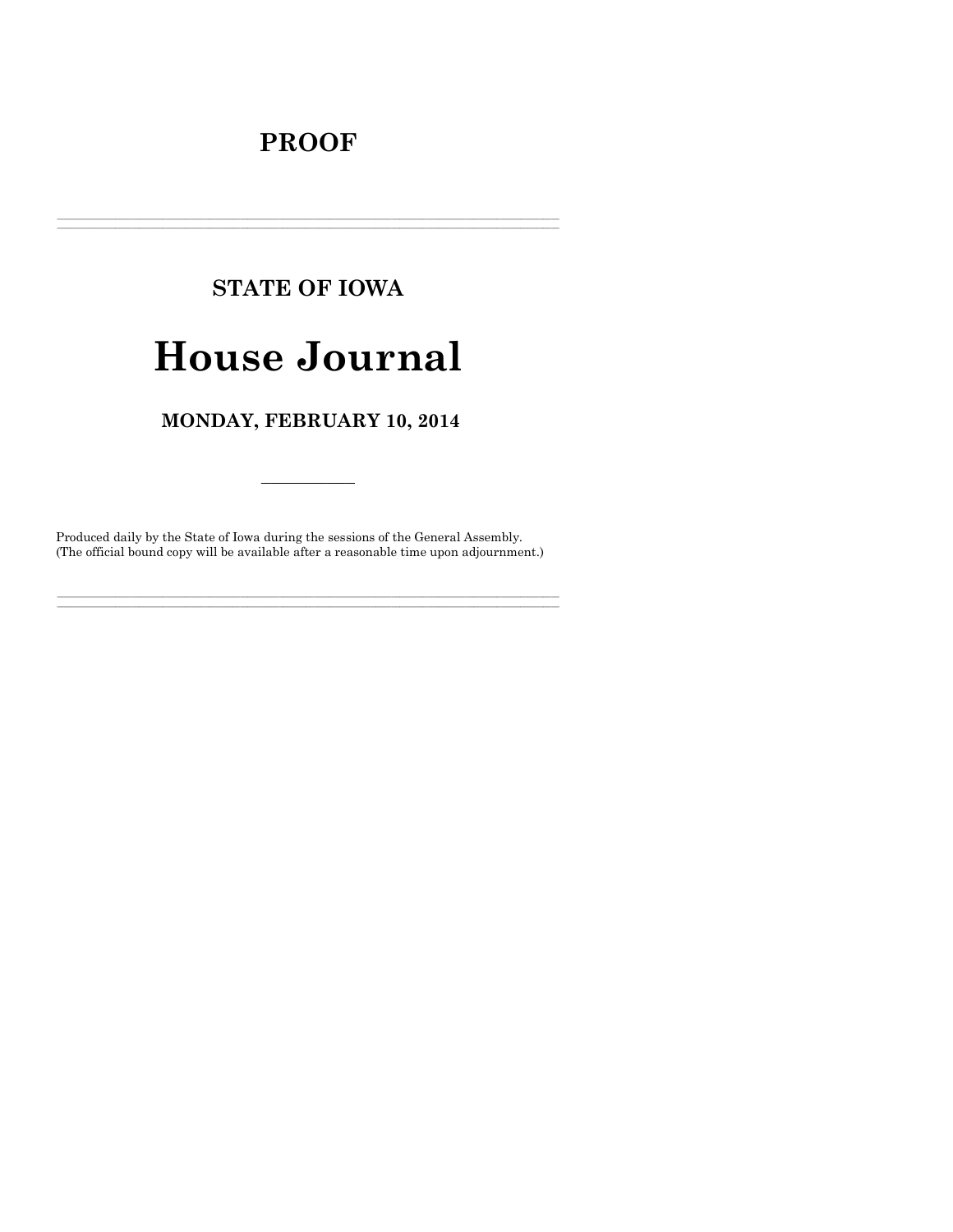# PROOF

---

## STATE OF IOWA

# House Journal

## MONDAY, FEBRUARY 10, 2014

---

Produced daily by the State of Iowa during the sessions of the General Assembly.
(The official bound copy will be available after a reasonable time upon adjournment.)

---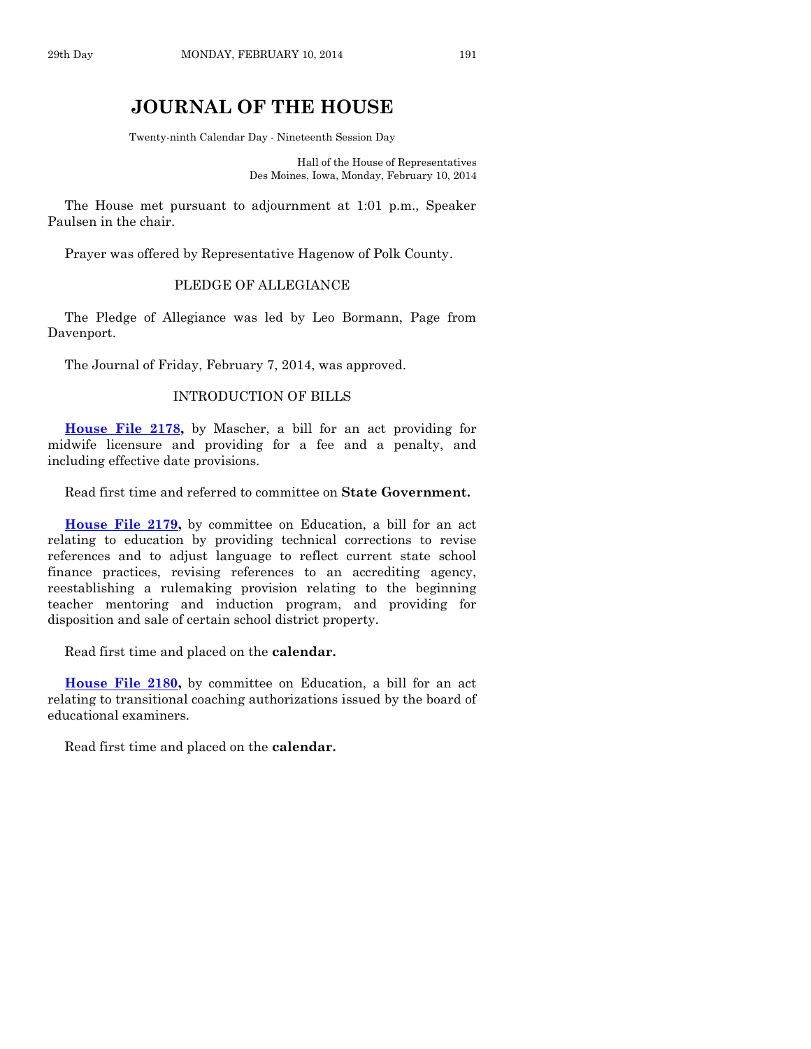# JOURNAL OF THE HOUSE

Twenty-ninth Calendar Day - Nineteenth Session Day

Hall of the House of Representatives
Des Moines, Iowa, Monday, February 10, 2014

The House met pursuant to adjournment at 1:01 p.m., Speaker Paulsen in the chair.

Prayer was offered by Representative Hagenow of Polk County.

## PLEDGE OF ALLEGIANCE

The Pledge of Allegiance was led by Leo Bormann, Page from Davenport.

The Journal of Friday, February 7, 2014, was approved.

## INTRODUCTION OF BILLS

**House File 2178,** by Mascher, a bill for an act providing for midwife licensure and providing for a fee and a penalty, and including effective date provisions.

Read first time and referred to committee on **State Government.**

**House File 2179,** by committee on Education, a bill for an act relating to education by providing technical corrections to revise references and to adjust language to reflect current state school finance practices, revising references to an accrediting agency, reestablishing a rulemaking provision relating to the beginning teacher mentoring and induction program, and providing for disposition and sale of certain school district property.

Read first time and placed on the **calendar.**

**House File 2180,** by committee on Education, a bill for an act relating to transitional coaching authorizations issued by the board of educational examiners.

Read first time and placed on the **calendar.**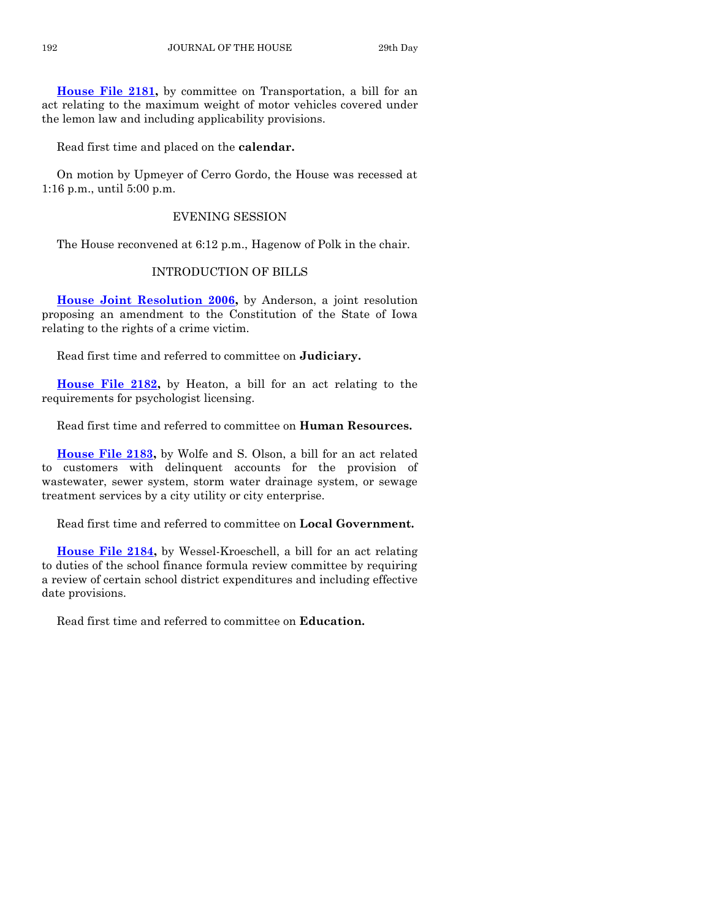**House File 2181,** by committee on Transportation, a bill for an act relating to the maximum weight of motor vehicles covered under the lemon law and including applicability provisions.

Read first time and placed on the **calendar.**

On motion by Upmeyer of Cerro Gordo, the House was recessed at 1:16 p.m., until 5:00 p.m.

## EVENING SESSION

The House reconvened at 6:12 p.m., Hagenow of Polk in the chair.

## INTRODUCTION OF BILLS

**House Joint Resolution 2006,** by Anderson, a joint resolution proposing an amendment to the Constitution of the State of Iowa relating to the rights of a crime victim.

Read first time and referred to committee on **Judiciary.**

**House File 2182,** by Heaton, a bill for an act relating to the requirements for psychologist licensing.

Read first time and referred to committee on **Human Resources.**

**House File 2183,** by Wolfe and S. Olson, a bill for an act related to customers with delinquent accounts for the provision of wastewater, sewer system, storm water drainage system, or sewage treatment services by a city utility or city enterprise.

Read first time and referred to committee on **Local Government.**

**House File 2184,** by Wessel-Kroeschell, a bill for an act relating to duties of the school finance formula review committee by requiring a review of certain school district expenditures and including effective date provisions.

Read first time and referred to committee on **Education.**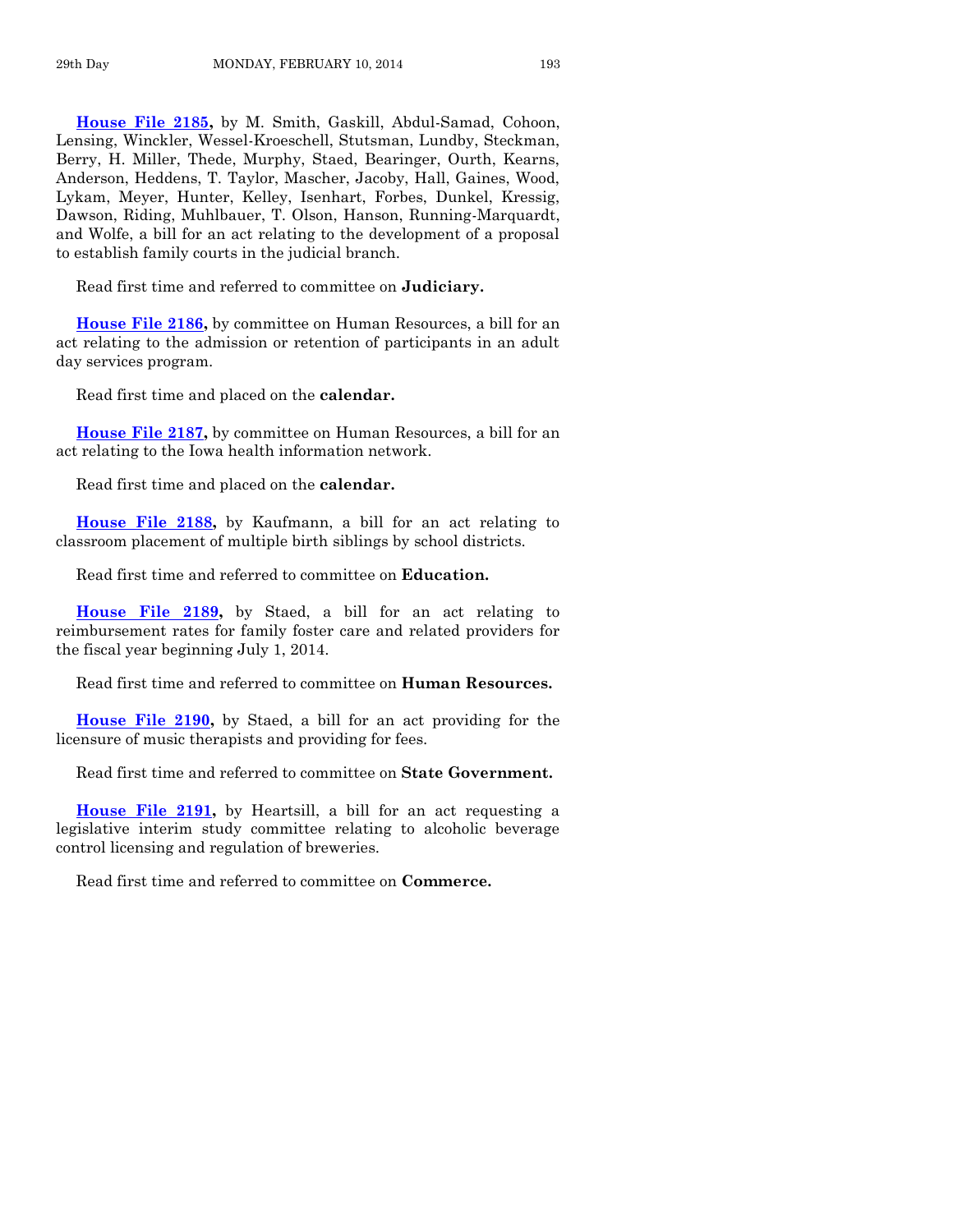**House File 2185,** by M. Smith, Gaskill, Abdul-Samad, Cohoon, Lensing, Winckler, Wessel-Kroeschell, Stutsman, Lundby, Steckman, Berry, H. Miller, Thede, Murphy, Staed, Bearinger, Ourth, Kearns, Anderson, Heddens, T. Taylor, Mascher, Jacoby, Hall, Gaines, Wood, Lykam, Meyer, Hunter, Kelley, Isenhart, Forbes, Dunkel, Kressig, Dawson, Riding, Muhlbauer, T. Olson, Hanson, Running-Marquardt, and Wolfe, a bill for an act relating to the development of a proposal to establish family courts in the judicial branch.

Read first time and referred to committee on **Judiciary.**

**House File 2186,** by committee on Human Resources, a bill for an act relating to the admission or retention of participants in an adult day services program.

Read first time and placed on the **calendar.**

**House File 2187,** by committee on Human Resources, a bill for an act relating to the Iowa health information network.

Read first time and placed on the **calendar.**

**House File 2188,** by Kaufmann, a bill for an act relating to classroom placement of multiple birth siblings by school districts.

Read first time and referred to committee on **Education.**

**House File 2189,** by Staed, a bill for an act relating to reimbursement rates for family foster care and related providers for the fiscal year beginning July 1, 2014.

Read first time and referred to committee on **Human Resources.**

**House File 2190,** by Staed, a bill for an act providing for the licensure of music therapists and providing for fees.

Read first time and referred to committee on **State Government.**

**House File 2191,** by Heartsill, a bill for an act requesting a legislative interim study committee relating to alcoholic beverage control licensing and regulation of breweries.

Read first time and referred to committee on **Commerce.**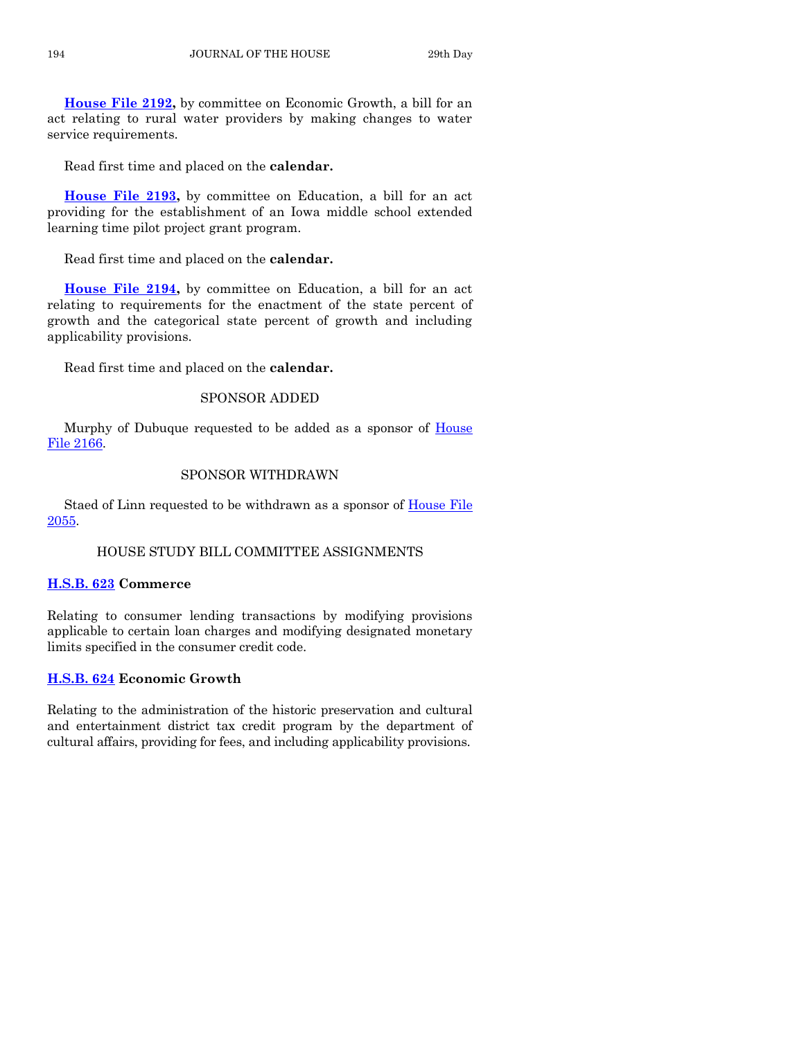**House File 2192,** by committee on Economic Growth, a bill for an act relating to rural water providers by making changes to water service requirements.

Read first time and placed on the **calendar.**

**House File 2193,** by committee on Education, a bill for an act providing for the establishment of an Iowa middle school extended learning time pilot project grant program.

Read first time and placed on the **calendar.**

**House File 2194,** by committee on Education, a bill for an act relating to requirements for the enactment of the state percent of growth and the categorical state percent of growth and including applicability provisions.

Read first time and placed on the **calendar.**

## SPONSOR ADDED

Murphy of Dubuque requested to be added as a sponsor of House File 2166.

## SPONSOR WITHDRAWN

Staed of Linn requested to be withdrawn as a sponsor of House File 2055.

## HOUSE STUDY BILL COMMITTEE ASSIGNMENTS

**H.S.B. 623 Commerce**

Relating to consumer lending transactions by modifying provisions applicable to certain loan charges and modifying designated monetary limits specified in the consumer credit code.

**H.S.B. 624 Economic Growth**

Relating to the administration of the historic preservation and cultural and entertainment district tax credit program by the department of cultural affairs, providing for fees, and including applicability provisions.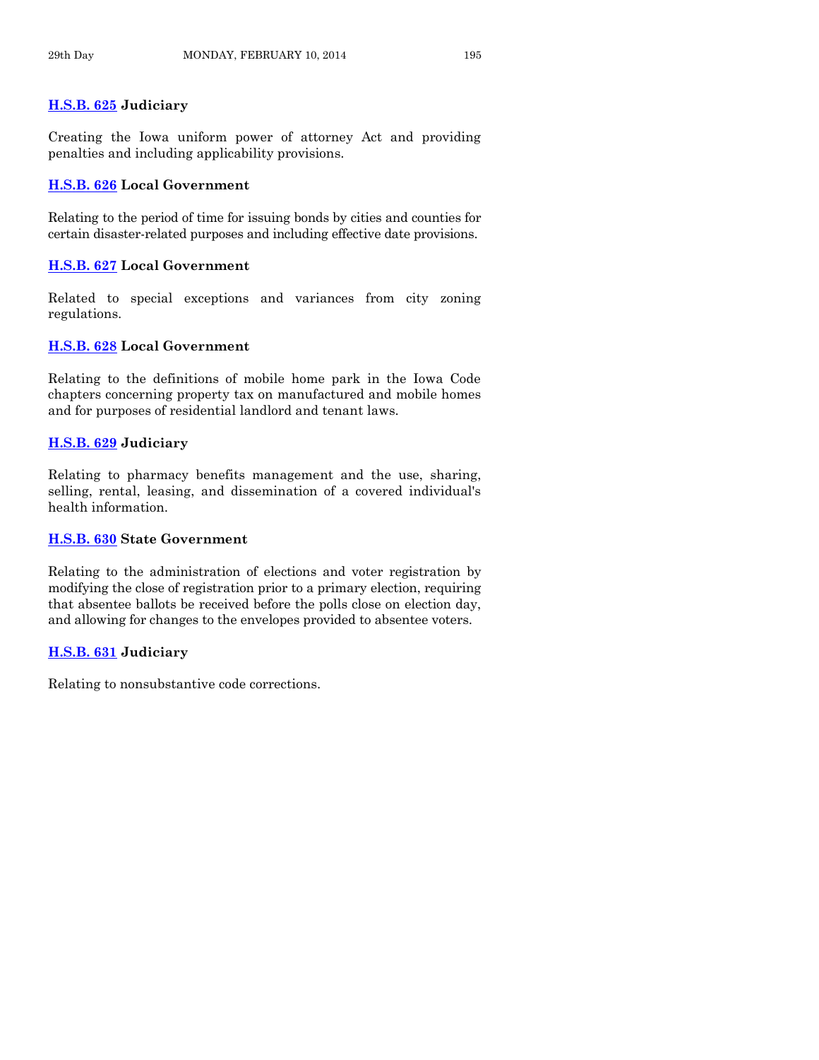**H.S.B. 625 Judiciary**

Creating the Iowa uniform power of attorney Act and providing penalties and including applicability provisions.

**H.S.B. 626 Local Government**

Relating to the period of time for issuing bonds by cities and counties for certain disaster-related purposes and including effective date provisions.

**H.S.B. 627 Local Government**

Related to special exceptions and variances from city zoning regulations.

**H.S.B. 628 Local Government**

Relating to the definitions of mobile home park in the Iowa Code chapters concerning property tax on manufactured and mobile homes and for purposes of residential landlord and tenant laws.

**H.S.B. 629 Judiciary**

Relating to pharmacy benefits management and the use, sharing, selling, rental, leasing, and dissemination of a covered individual's health information.

**H.S.B. 630 State Government**

Relating to the administration of elections and voter registration by modifying the close of registration prior to a primary election, requiring that absentee ballots be received before the polls close on election day, and allowing for changes to the envelopes provided to absentee voters.

**H.S.B. 631 Judiciary**

Relating to nonsubstantive code corrections.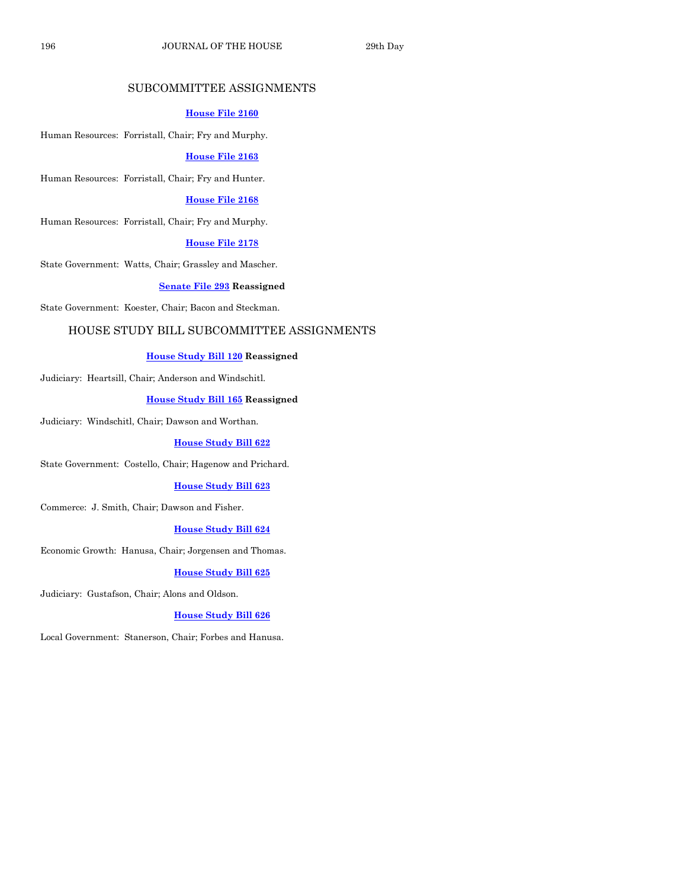## SUBCOMMITTEE ASSIGNMENTS

**House File 2160**

Human Resources: Forristall, Chair; Fry and Murphy.

**House File 2163**

Human Resources: Forristall, Chair; Fry and Hunter.

**House File 2168**

Human Resources: Forristall, Chair; Fry and Murphy.

**House File 2178**

State Government: Watts, Chair; Grassley and Mascher.

**Senate File 293 Reassigned**

State Government: Koester, Chair; Bacon and Steckman.

## HOUSE STUDY BILL SUBCOMMITTEE ASSIGNMENTS

**House Study Bill 120 Reassigned**

Judiciary: Heartsill, Chair; Anderson and Windschitl.

**House Study Bill 165 Reassigned**

Judiciary: Windschitl, Chair; Dawson and Worthan.

**House Study Bill 622**

State Government: Costello, Chair; Hagenow and Prichard.

**House Study Bill 623**

Commerce: J. Smith, Chair; Dawson and Fisher.

**House Study Bill 624**

Economic Growth: Hanusa, Chair; Jorgensen and Thomas.

**House Study Bill 625**

Judiciary: Gustafson, Chair; Alons and Oldson.

**House Study Bill 626**

Local Government: Stanerson, Chair; Forbes and Hanusa.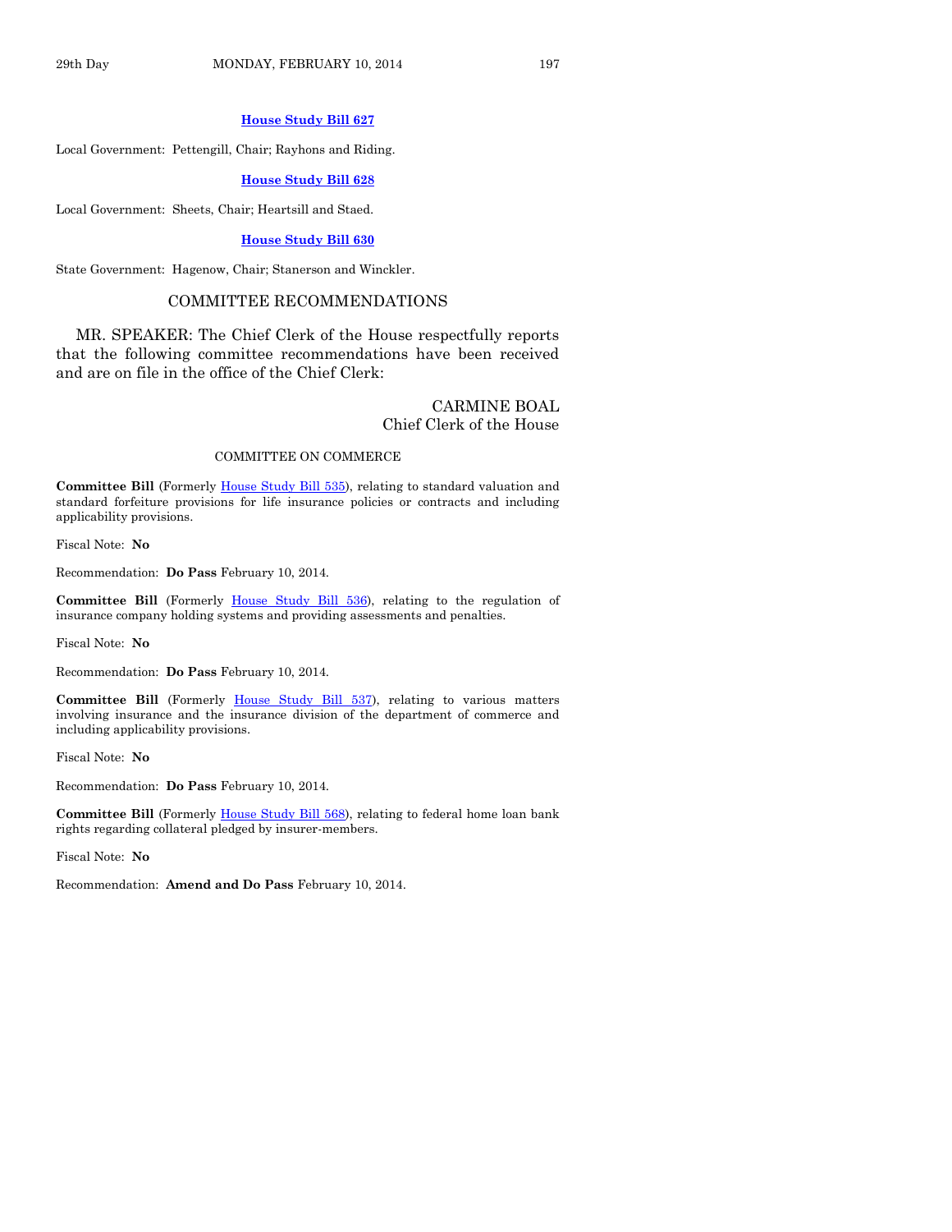**House Study Bill 627**

Local Government: Pettengill, Chair; Rayhons and Riding.

**House Study Bill 628**

Local Government: Sheets, Chair; Heartsill and Staed.

**House Study Bill 630**

State Government: Hagenow, Chair; Stanerson and Winckler.

## COMMITTEE RECOMMENDATIONS

MR. SPEAKER: The Chief Clerk of the House respectfully reports that the following committee recommendations have been received and are on file in the office of the Chief Clerk:

CARMINE BOAL
Chief Clerk of the House

### COMMITTEE ON COMMERCE

**Committee Bill** (Formerly House Study Bill 535), relating to standard valuation and standard forfeiture provisions for life insurance policies or contracts and including applicability provisions.

Fiscal Note: **No**

Recommendation: **Do Pass** February 10, 2014.

**Committee Bill** (Formerly House Study Bill 536), relating to the regulation of insurance company holding systems and providing assessments and penalties.

Fiscal Note: **No**

Recommendation: **Do Pass** February 10, 2014.

**Committee Bill** (Formerly House Study Bill 537), relating to various matters involving insurance and the insurance division of the department of commerce and including applicability provisions.

Fiscal Note: **No**

Recommendation: **Do Pass** February 10, 2014.

**Committee Bill** (Formerly House Study Bill 568), relating to federal home loan bank rights regarding collateral pledged by insurer-members.

Fiscal Note: **No**

Recommendation: **Amend and Do Pass** February 10, 2014.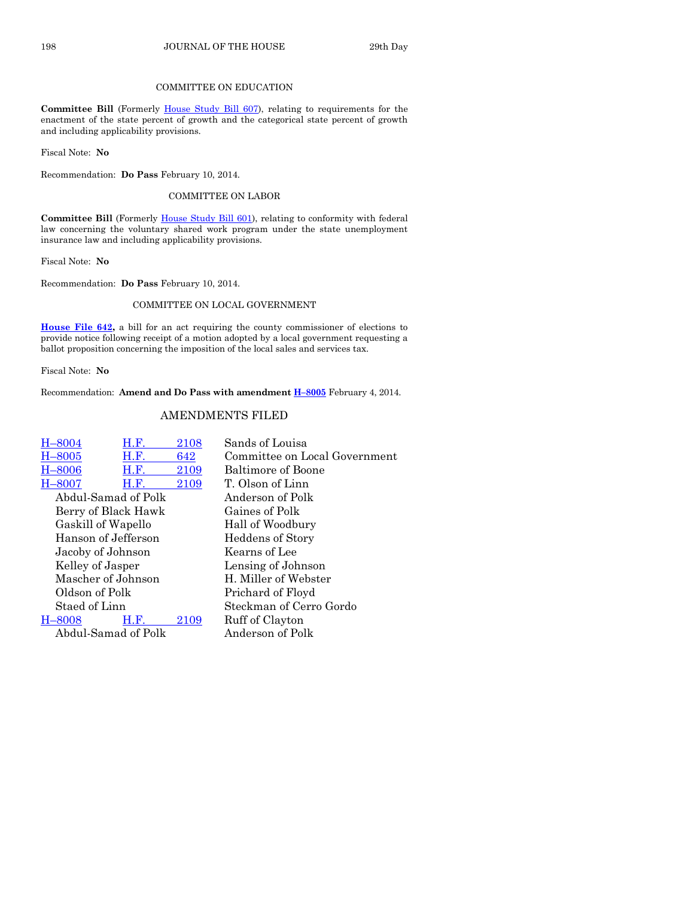COMMITTEE ON EDUCATION

**Committee Bill** (Formerly House Study Bill 607), relating to requirements for the enactment of the state percent of growth and the categorical state percent of growth and including applicability provisions.

Fiscal Note: **No**

Recommendation: **Do Pass** February 10, 2014.

COMMITTEE ON LABOR

**Committee Bill** (Formerly House Study Bill 601), relating to conformity with federal law concerning the voluntary shared work program under the state unemployment insurance law and including applicability provisions.

Fiscal Note: **No**

Recommendation: **Do Pass** February 10, 2014.

COMMITTEE ON LOCAL GOVERNMENT

**House File 642,** a bill for an act requiring the county commissioner of elections to provide notice following receipt of a motion adopted by a local government requesting a ballot proposition concerning the imposition of the local sales and services tax.

Fiscal Note: **No**

Recommendation: **Amend and Do Pass with amendment H–8005** February 4, 2014.

## AMENDMENTS FILED

| | | |
|---|---|---|
| H–8004 | H.F. 2108 | Sands of Louisa |
| H–8005 | H.F. 642 | Committee on Local Government |
| H–8006 | H.F. 2109 | Baltimore of Boone |
| H–8007 | H.F. 2109 | T. Olson of Linn |
| | Abdul-Samad of Polk | Anderson of Polk |
| | Berry of Black Hawk | Gaines of Polk |
| | Gaskill of Wapello | Hall of Woodbury |
| | Hanson of Jefferson | Heddens of Story |
| | Jacoby of Johnson | Kearns of Lee |
| | Kelley of Jasper | Lensing of Johnson |
| | Mascher of Johnson | H. Miller of Webster |
| | Oldson of Polk | Prichard of Floyd |
| | Staed of Linn | Steckman of Cerro Gordo |
| H–8008 | H.F. 2109 | Ruff of Clayton |
| | Abdul-Samad of Polk | Anderson of Polk |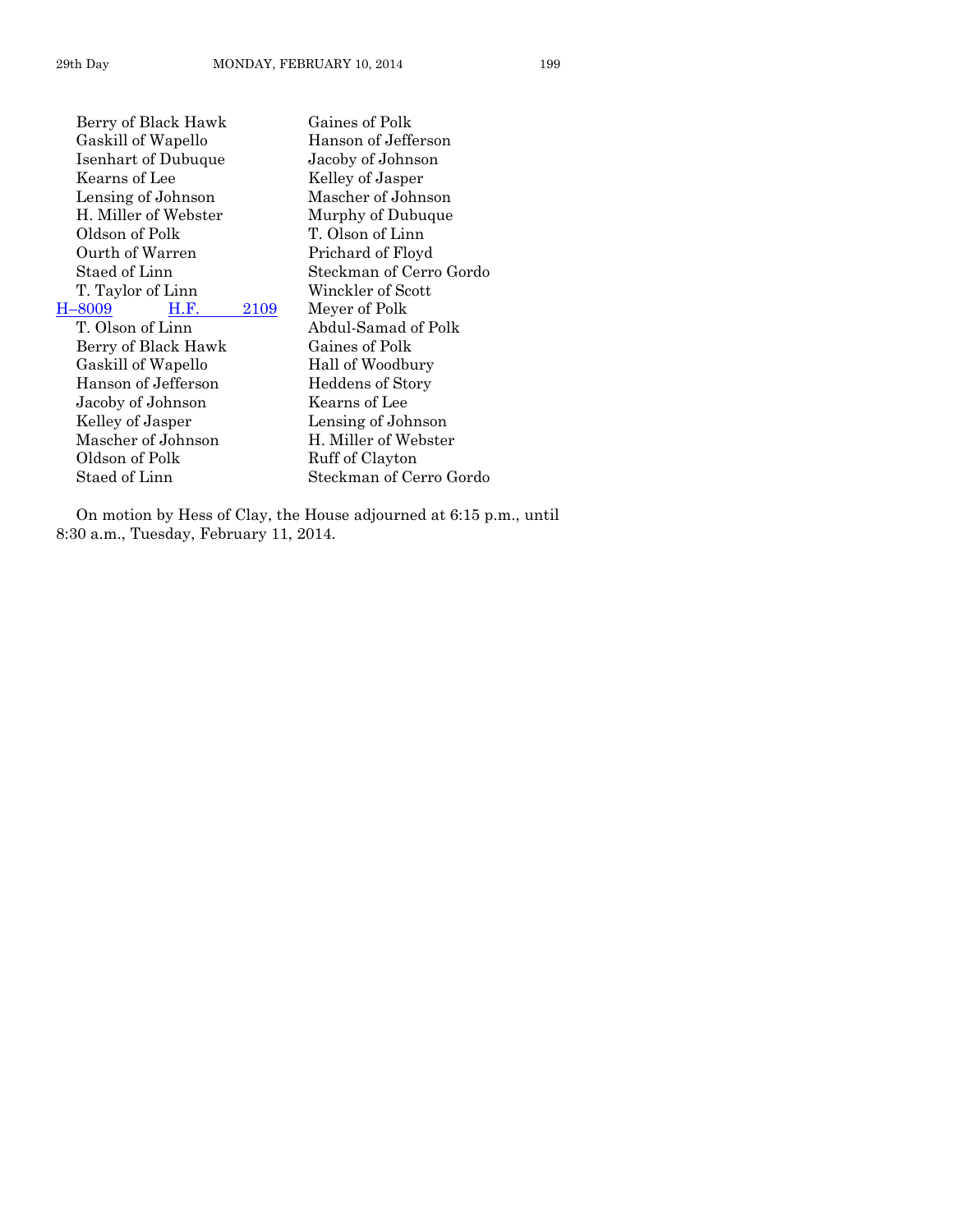| | |
|---|---|
| Berry of Black Hawk | Gaines of Polk |
| Gaskill of Wapello | Hanson of Jefferson |
| Isenhart of Dubuque | Jacoby of Johnson |
| Kearns of Lee | Kelley of Jasper |
| Lensing of Johnson | Mascher of Johnson |
| H. Miller of Webster | Murphy of Dubuque |
| Oldson of Polk | T. Olson of Linn |
| Ourth of Warren | Prichard of Floyd |
| Staed of Linn | Steckman of Cerro Gordo |
| T. Taylor of Linn | Winckler of Scott |
| H–8009 H.F. 2109 | Meyer of Polk |
| T. Olson of Linn | Abdul-Samad of Polk |
| Berry of Black Hawk | Gaines of Polk |
| Gaskill of Wapello | Hall of Woodbury |
| Hanson of Jefferson | Heddens of Story |
| Jacoby of Johnson | Kearns of Lee |
| Kelley of Jasper | Lensing of Johnson |
| Mascher of Johnson | H. Miller of Webster |
| Oldson of Polk | Ruff of Clayton |
| Staed of Linn | Steckman of Cerro Gordo |

On motion by Hess of Clay, the House adjourned at 6:15 p.m., until 8:30 a.m., Tuesday, February 11, 2014.